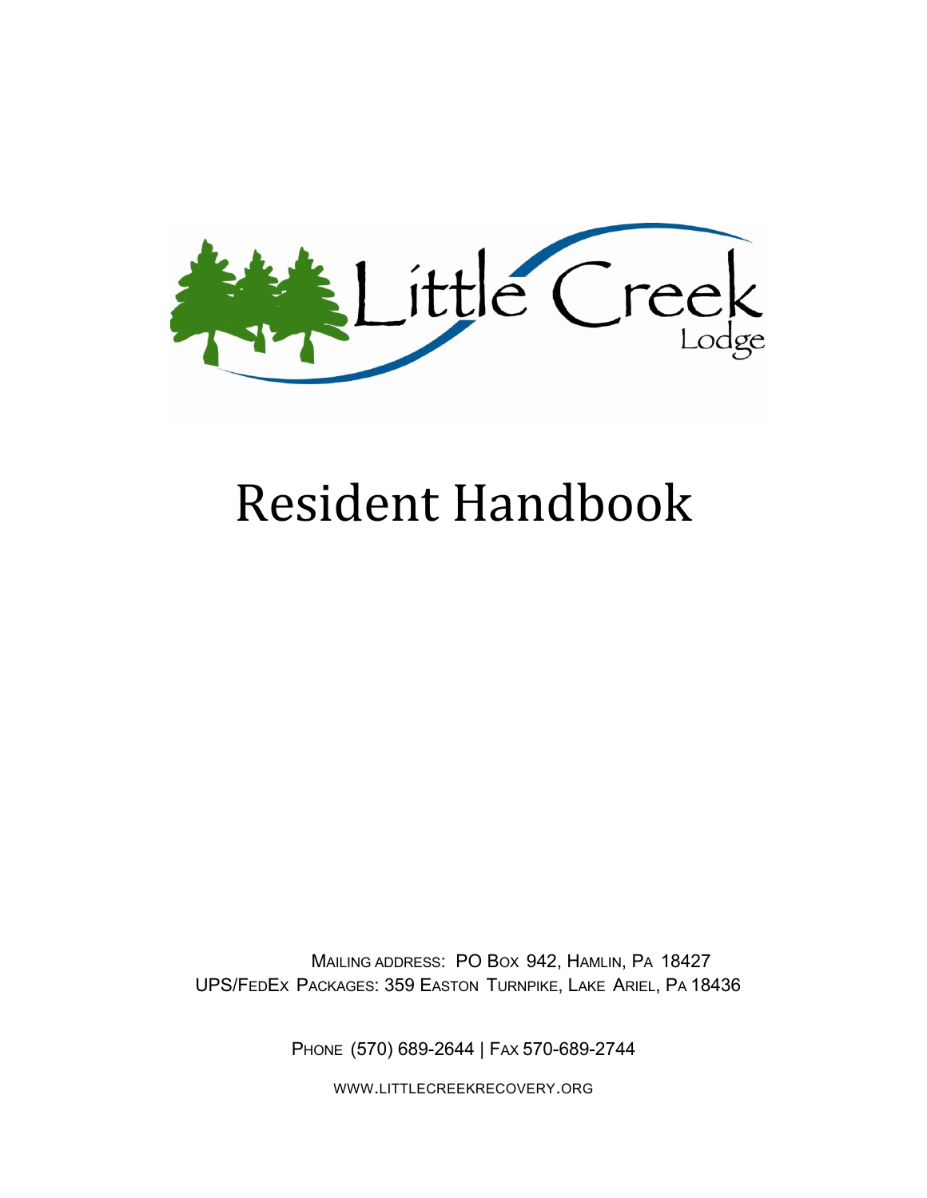Little Creek Lodge

# Resident Handbook

Mailing address: PO Box 942, Hamlin, Pa 18427
UPS/FedEx Packages: 359 Easton Turnpike, Lake Ariel, Pa 18436

Phone (570) 689-2644 | Fax 570-689-2744

www.littlecreekrecovery.org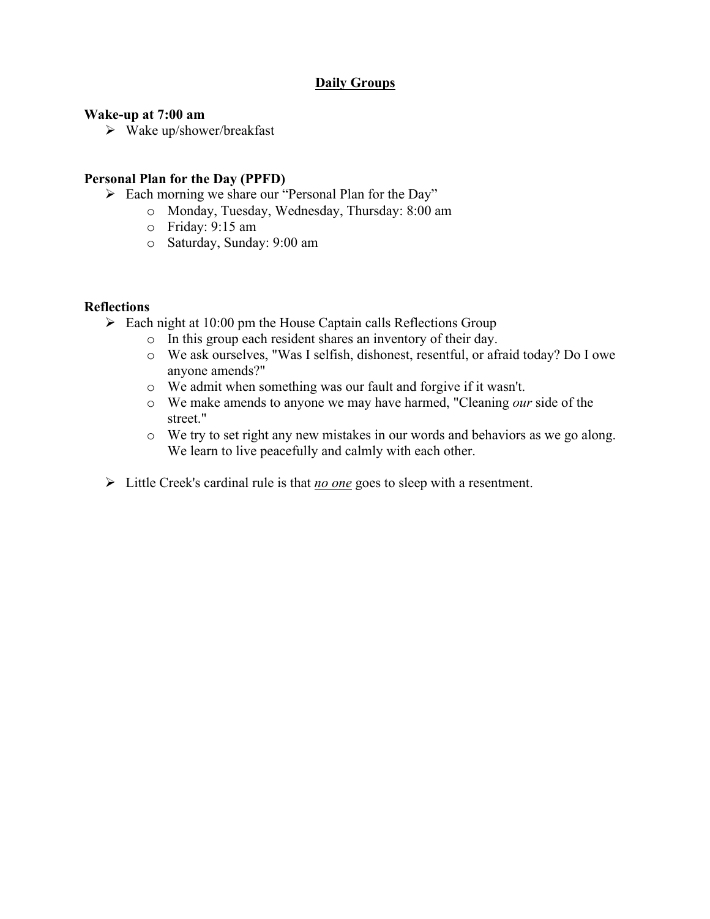# Daily Groups

**Wake-up at 7:00 am**

- Wake up/shower/breakfast

**Personal Plan for the Day (PPFD)**

- Each morning we share our "Personal Plan for the Day"
  - Monday, Tuesday, Wednesday, Thursday: 8:00 am
  - Friday: 9:15 am
  - Saturday, Sunday: 9:00 am

**Reflections**

- Each night at 10:00 pm the House Captain calls Reflections Group
  - In this group each resident shares an inventory of their day.
  - We ask ourselves, "Was I selfish, dishonest, resentful, or afraid today? Do I owe anyone amends?"
  - We admit when something was our fault and forgive if it wasn't.
  - We make amends to anyone we may have harmed, "Cleaning *our* side of the street."
  - We try to set right any new mistakes in our words and behaviors as we go along. We learn to live peacefully and calmly with each other.
- Little Creek's cardinal rule is that ***no one*** goes to sleep with a resentment.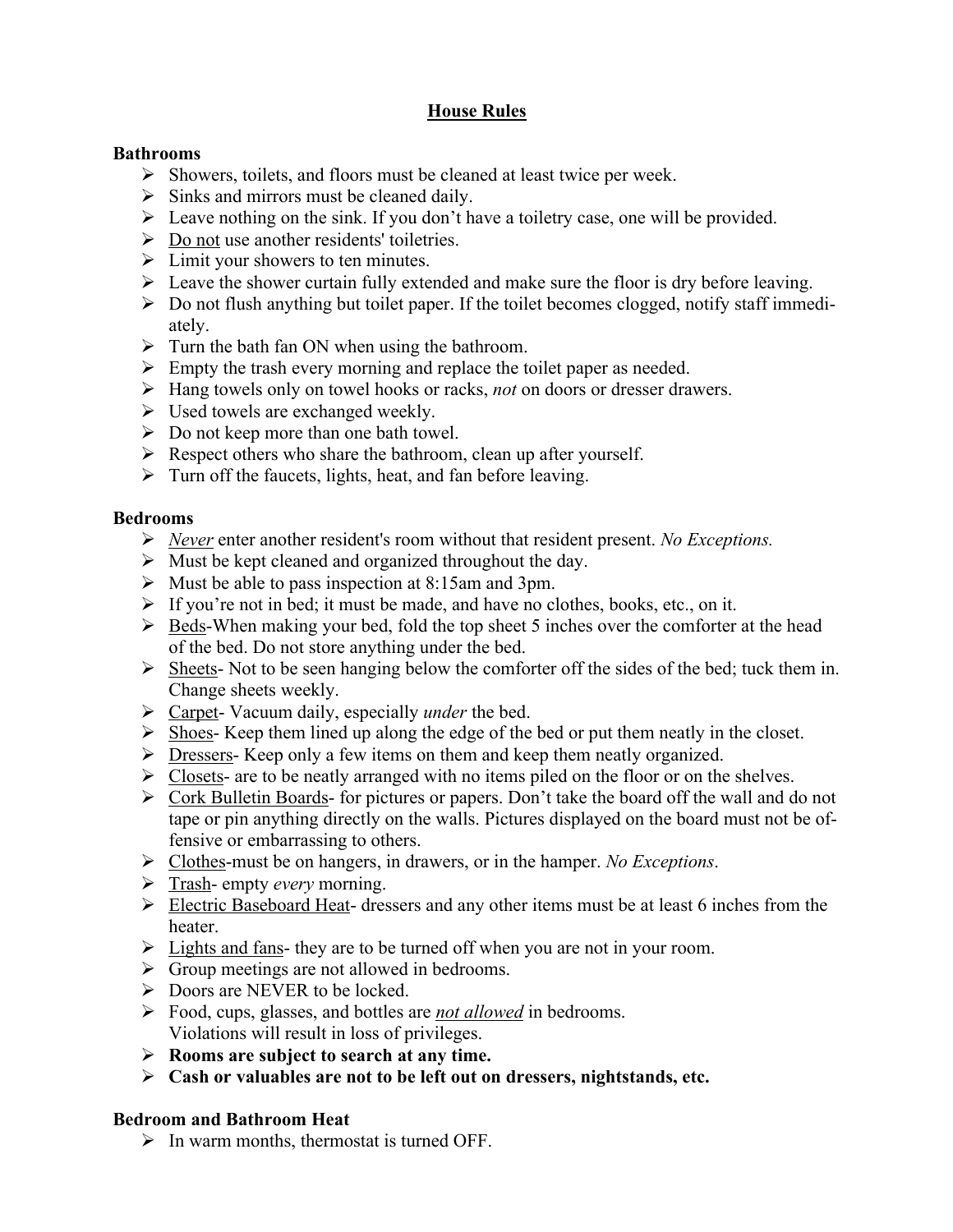# House Rules

**Bathrooms**

- Showers, toilets, and floors must be cleaned at least twice per week.
- Sinks and mirrors must be cleaned daily.
- Leave nothing on the sink. If you don't have a toiletry case, one will be provided.
- Do not use another residents' toiletries.
- Limit your showers to ten minutes.
- Leave the shower curtain fully extended and make sure the floor is dry before leaving.
- Do not flush anything but toilet paper. If the toilet becomes clogged, notify staff immediately.
- Turn the bath fan ON when using the bathroom.
- Empty the trash every morning and replace the toilet paper as needed.
- Hang towels only on towel hooks or racks, *not* on doors or dresser drawers.
- Used towels are exchanged weekly.
- Do not keep more than one bath towel.
- Respect others who share the bathroom, clean up after yourself.
- Turn off the faucets, lights, heat, and fan before leaving.

**Bedrooms**

- *Never* enter another resident's room without that resident present. *No Exceptions.*
- Must be kept cleaned and organized throughout the day.
- Must be able to pass inspection at 8:15am and 3pm.
- If you're not in bed; it must be made, and have no clothes, books, etc., on it.
- Beds-When making your bed, fold the top sheet 5 inches over the comforter at the head of the bed. Do not store anything under the bed.
- Sheets- Not to be seen hanging below the comforter off the sides of the bed; tuck them in. Change sheets weekly.
- Carpet- Vacuum daily, especially *under* the bed.
- Shoes- Keep them lined up along the edge of the bed or put them neatly in the closet.
- Dressers- Keep only a few items on them and keep them neatly organized.
- Closets- are to be neatly arranged with no items piled on the floor or on the shelves.
- Cork Bulletin Boards- for pictures or papers. Don't take the board off the wall and do not tape or pin anything directly on the walls. Pictures displayed on the board must not be offensive or embarrassing to others.
- Clothes-must be on hangers, in drawers, or in the hamper. *No Exceptions*.
- Trash- empty *every* morning.
- Electric Baseboard Heat- dressers and any other items must be at least 6 inches from the heater.
- Lights and fans- they are to be turned off when you are not in your room.
- Group meetings are not allowed in bedrooms.
- Doors are NEVER to be locked.
- Food, cups, glasses, and bottles are ***not allowed*** in bedrooms.
  Violations will result in loss of privileges.
- **Rooms are subject to search at any time.**
- **Cash or valuables are not to be left out on dressers, nightstands, etc.**

**Bedroom and Bathroom Heat**

- In warm months, thermostat is turned OFF.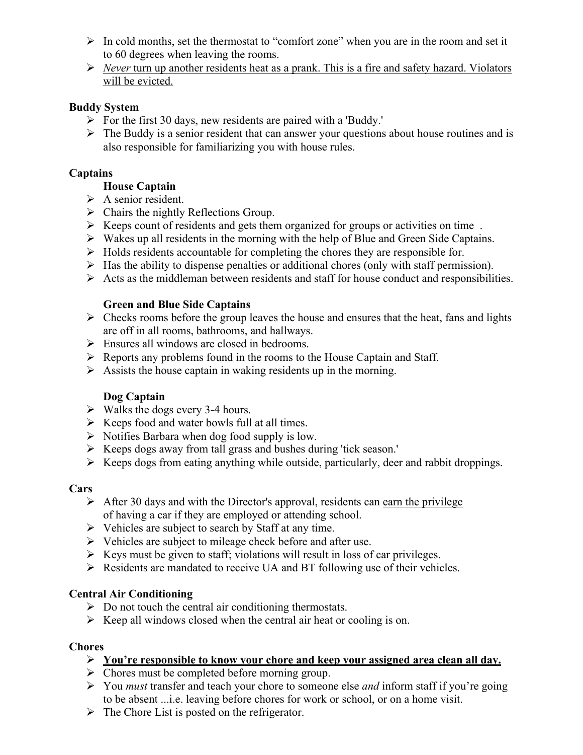- In cold months, set the thermostat to "comfort zone" when you are in the room and set it to 60 degrees when leaving the rooms.
- <u>*Never* turn up another residents heat as a prank. This is a fire and safety hazard. Violators will be evicted.</u>

**Buddy System**

- For the first 30 days, new residents are paired with a 'Buddy.'
- The Buddy is a senior resident that can answer your questions about house routines and is also responsible for familiarizing you with house rules.

**Captains**

**House Captain**

- A senior resident.
- Chairs the nightly Reflections Group.
- Keeps count of residents and gets them organized for groups or activities on time .
- Wakes up all residents in the morning with the help of Blue and Green Side Captains.
- Holds residents accountable for completing the chores they are responsible for.
- Has the ability to dispense penalties or additional chores (only with staff permission).
- Acts as the middleman between residents and staff for house conduct and responsibilities.

**Green and Blue Side Captains**

- Checks rooms before the group leaves the house and ensures that the heat, fans and lights are off in all rooms, bathrooms, and hallways.
- Ensures all windows are closed in bedrooms.
- Reports any problems found in the rooms to the House Captain and Staff.
- Assists the house captain in waking residents up in the morning.

**Dog Captain**

- Walks the dogs every 3-4 hours.
- Keeps food and water bowls full at all times.
- Notifies Barbara when dog food supply is low.
- Keeps dogs away from tall grass and bushes during 'tick season.'
- Keeps dogs from eating anything while outside, particularly, deer and rabbit droppings.

**Cars**

- After 30 days and with the Director's approval, residents can <u>earn the privilege</u> of having a car if they are employed or attending school.
- Vehicles are subject to search by Staff at any time.
- Vehicles are subject to mileage check before and after use.
- Keys must be given to staff; violations will result in loss of car privileges.
- Residents are mandated to receive UA and BT following use of their vehicles.

**Central Air Conditioning**

- Do not touch the central air conditioning thermostats.
- Keep all windows closed when the central air heat or cooling is on.

**Chores**

- <u>**You're responsible to know your chore and keep your assigned area clean all day.**</u>
- Chores must be completed before morning group.
- You *must* transfer and teach your chore to someone else *and* inform staff if you're going to be absent ...i.e. leaving before chores for work or school, or on a home visit.
- The Chore List is posted on the refrigerator.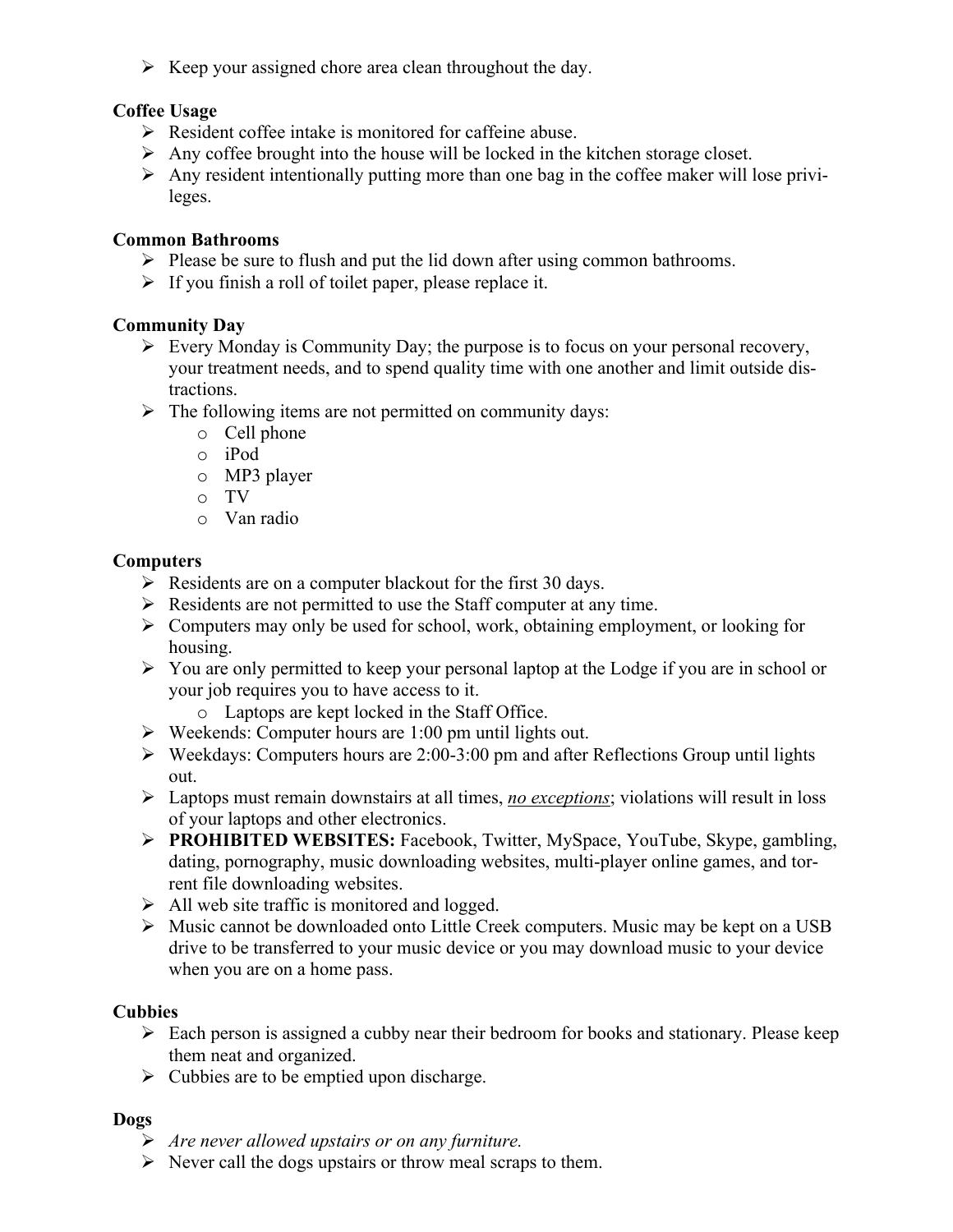- Keep your assigned chore area clean throughout the day.

**Coffee Usage**

- Resident coffee intake is monitored for caffeine abuse.
- Any coffee brought into the house will be locked in the kitchen storage closet.
- Any resident intentionally putting more than one bag in the coffee maker will lose privileges.

**Common Bathrooms**

- Please be sure to flush and put the lid down after using common bathrooms.
- If you finish a roll of toilet paper, please replace it.

**Community Day**

- Every Monday is Community Day; the purpose is to focus on your personal recovery, your treatment needs, and to spend quality time with one another and limit outside distractions.
- The following items are not permitted on community days:
  - Cell phone
  - iPod
  - MP3 player
  - TV
  - Van radio

**Computers**

- Residents are on a computer blackout for the first 30 days.
- Residents are not permitted to use the Staff computer at any time.
- Computers may only be used for school, work, obtaining employment, or looking for housing.
- You are only permitted to keep your personal laptop at the Lodge if you are in school or your job requires you to have access to it.
  - Laptops are kept locked in the Staff Office.
- Weekends: Computer hours are 1:00 pm until lights out.
- Weekdays: Computers hours are 2:00-3:00 pm and after Reflections Group until lights out.
- Laptops must remain downstairs at all times, <u>***no exceptions***</u>; violations will result in loss of your laptops and other electronics.
- **PROHIBITED WEBSITES:** Facebook, Twitter, MySpace, YouTube, Skype, gambling, dating, pornography, music downloading websites, multi-player online games, and torrent file downloading websites.
- All web site traffic is monitored and logged.
- Music cannot be downloaded onto Little Creek computers. Music may be kept on a USB drive to be transferred to your music device or you may download music to your device when you are on a home pass.

**Cubbies**

- Each person is assigned a cubby near their bedroom for books and stationary. Please keep them neat and organized.
- Cubbies are to be emptied upon discharge.

**Dogs**

- *Are never allowed upstairs or on any furniture.*
- Never call the dogs upstairs or throw meal scraps to them.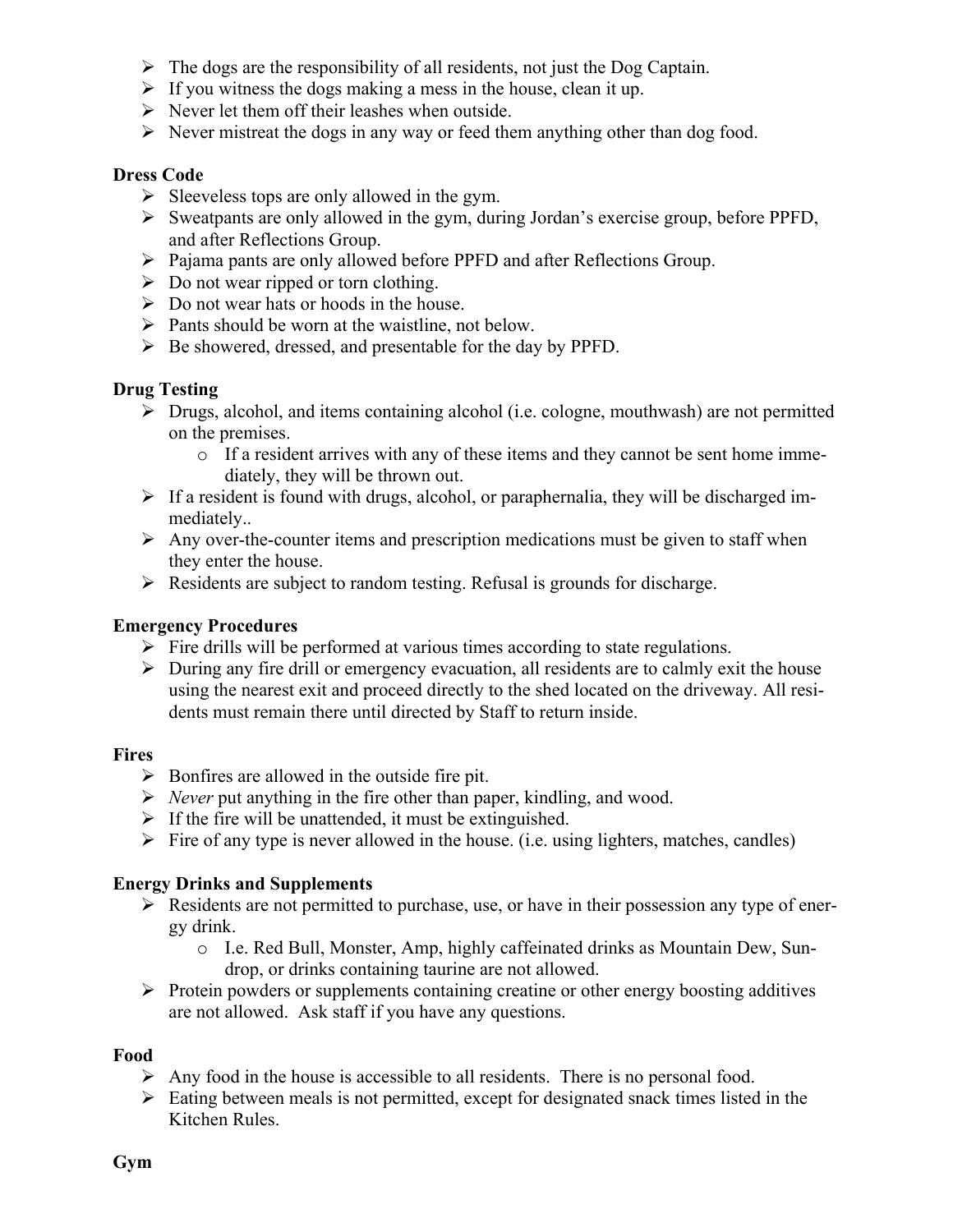- The dogs are the responsibility of all residents, not just the Dog Captain.
- If you witness the dogs making a mess in the house, clean it up.
- Never let them off their leashes when outside.
- Never mistreat the dogs in any way or feed them anything other than dog food.

**Dress Code**

- Sleeveless tops are only allowed in the gym.
- Sweatpants are only allowed in the gym, during Jordan's exercise group, before PPFD, and after Reflections Group.
- Pajama pants are only allowed before PPFD and after Reflections Group.
- Do not wear ripped or torn clothing.
- Do not wear hats or hoods in the house.
- Pants should be worn at the waistline, not below.
- Be showered, dressed, and presentable for the day by PPFD.

**Drug Testing**

- Drugs, alcohol, and items containing alcohol (i.e. cologne, mouthwash) are not permitted on the premises.
  - If a resident arrives with any of these items and they cannot be sent home immediately, they will be thrown out.
- If a resident is found with drugs, alcohol, or paraphernalia, they will be discharged immediately..
- Any over-the-counter items and prescription medications must be given to staff when they enter the house.
- Residents are subject to random testing. Refusal is grounds for discharge.

**Emergency Procedures**

- Fire drills will be performed at various times according to state regulations.
- During any fire drill or emergency evacuation, all residents are to calmly exit the house using the nearest exit and proceed directly to the shed located on the driveway. All residents must remain there until directed by Staff to return inside.

**Fires**

- Bonfires are allowed in the outside fire pit.
- *Never* put anything in the fire other than paper, kindling, and wood.
- If the fire will be unattended, it must be extinguished.
- Fire of any type is never allowed in the house. (i.e. using lighters, matches, candles)

**Energy Drinks and Supplements**

- Residents are not permitted to purchase, use, or have in their possession any type of energy drink.
  - I.e. Red Bull, Monster, Amp, highly caffeinated drinks as Mountain Dew, Sundrop, or drinks containing taurine are not allowed.
- Protein powders or supplements containing creatine or other energy boosting additives are not allowed. Ask staff if you have any questions.

**Food**

- Any food in the house is accessible to all residents. There is no personal food.
- Eating between meals is not permitted, except for designated snack times listed in the Kitchen Rules.

**Gym**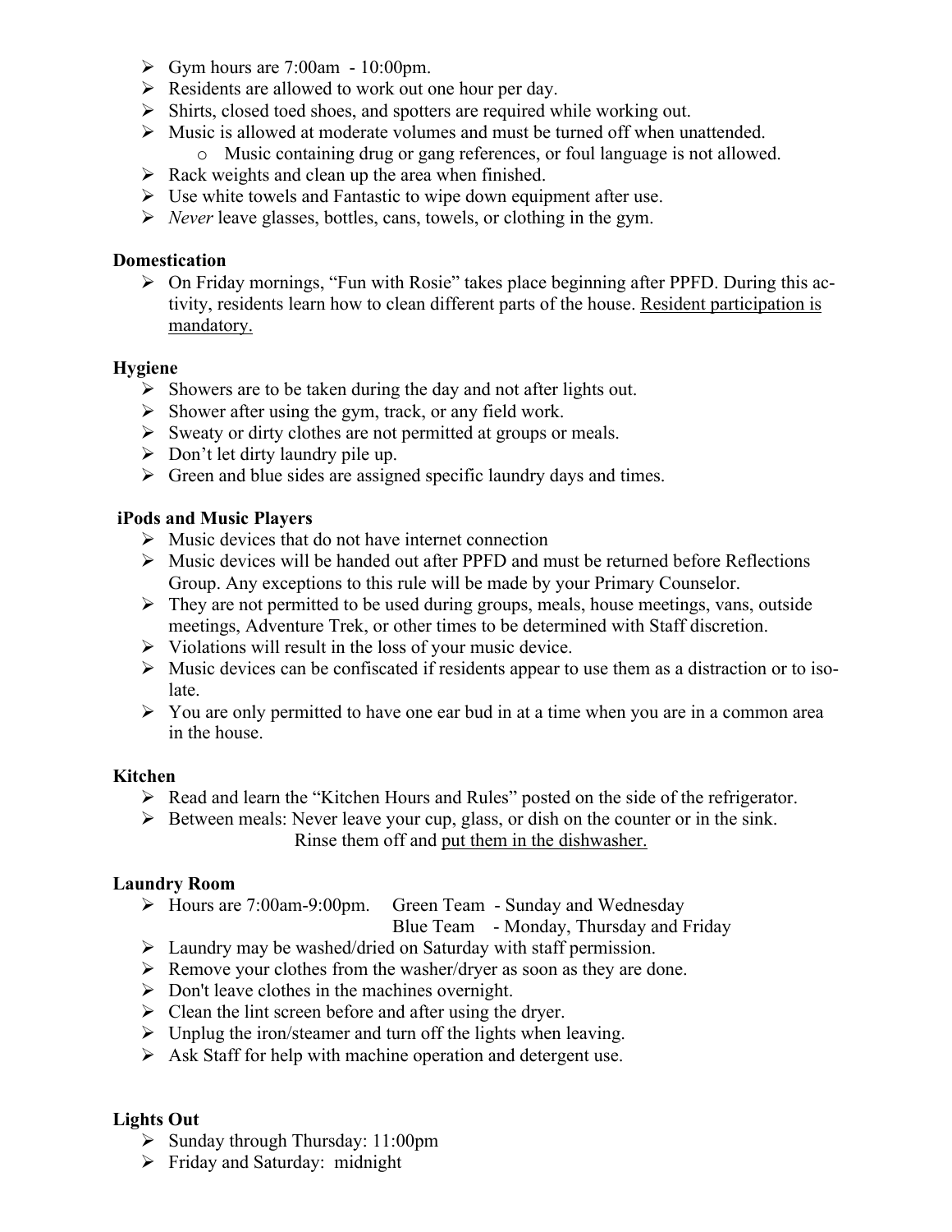- Gym hours are 7:00am - 10:00pm.
- Residents are allowed to work out one hour per day.
- Shirts, closed toed shoes, and spotters are required while working out.
- Music is allowed at moderate volumes and must be turned off when unattended.
  - Music containing drug or gang references, or foul language is not allowed.
- Rack weights and clean up the area when finished.
- Use white towels and Fantastic to wipe down equipment after use.
- *Never* leave glasses, bottles, cans, towels, or clothing in the gym.

**Domestication**

- On Friday mornings, "Fun with Rosie" takes place beginning after PPFD. During this activity, residents learn how to clean different parts of the house. <u>Resident participation is mandatory.</u>

**Hygiene**

- Showers are to be taken during the day and not after lights out.
- Shower after using the gym, track, or any field work.
- Sweaty or dirty clothes are not permitted at groups or meals.
- Don't let dirty laundry pile up.
- Green and blue sides are assigned specific laundry days and times.

**iPods and Music Players**

- Music devices that do not have internet connection
- Music devices will be handed out after PPFD and must be returned before Reflections Group. Any exceptions to this rule will be made by your Primary Counselor.
- They are not permitted to be used during groups, meals, house meetings, vans, outside meetings, Adventure Trek, or other times to be determined with Staff discretion.
- Violations will result in the loss of your music device.
- Music devices can be confiscated if residents appear to use them as a distraction or to isolate.
- You are only permitted to have one ear bud in at a time when you are in a common area in the house.

**Kitchen**

- Read and learn the "Kitchen Hours and Rules" posted on the side of the refrigerator.
- Between meals: Never leave your cup, glass, or dish on the counter or in the sink.
  Rinse them off and <u>put them in the dishwasher.</u>

**Laundry Room**

- Hours are 7:00am-9:00pm. Green Team - Sunday and Wednesday
  Blue Team - Monday, Thursday and Friday
- Laundry may be washed/dried on Saturday with staff permission.
- Remove your clothes from the washer/dryer as soon as they are done.
- Don't leave clothes in the machines overnight.
- Clean the lint screen before and after using the dryer.
- Unplug the iron/steamer and turn off the lights when leaving.
- Ask Staff for help with machine operation and detergent use.

**Lights Out**

- Sunday through Thursday: 11:00pm
- Friday and Saturday: midnight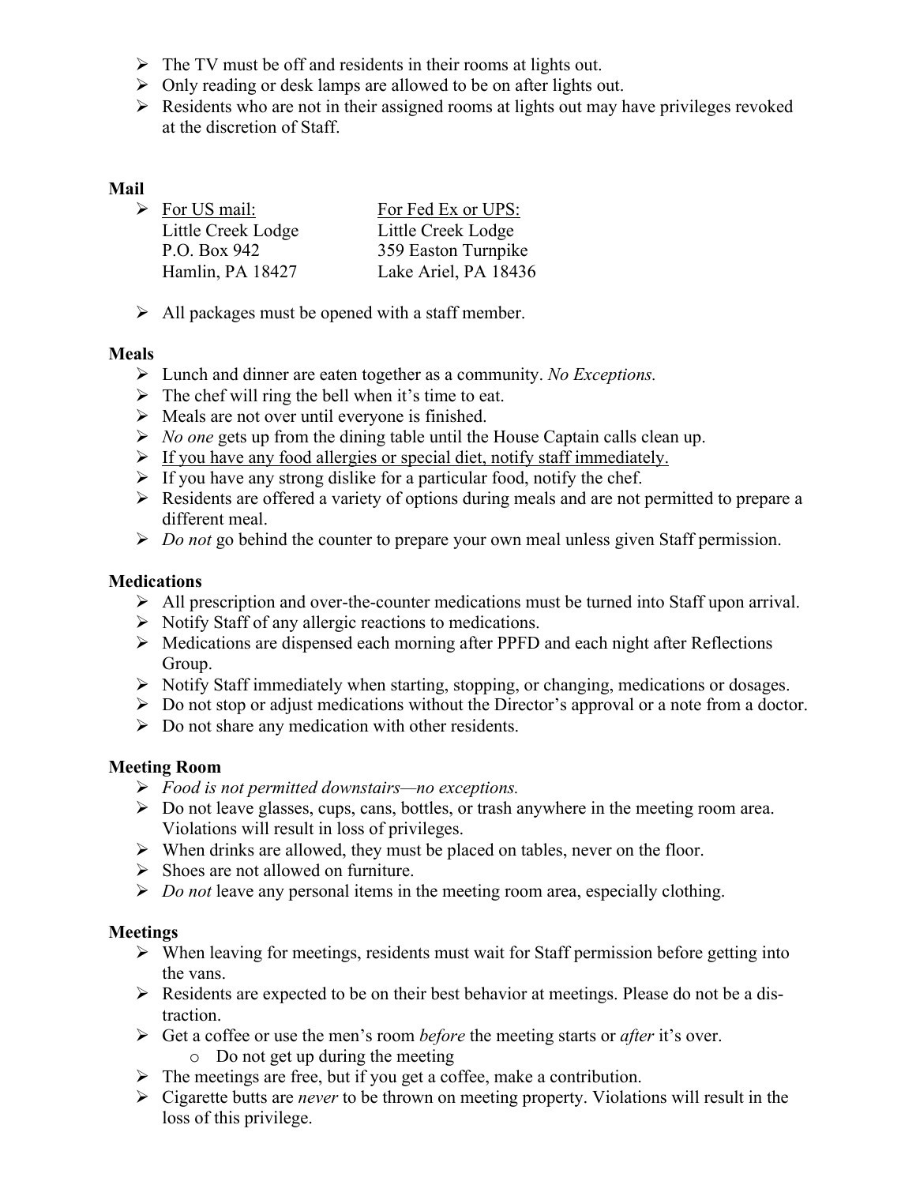- The TV must be off and residents in their rooms at lights out.
- Only reading or desk lamps are allowed to be on after lights out.
- Residents who are not in their assigned rooms at lights out may have privileges revoked at the discretion of Staff.

**Mail**

- | <u>For US mail:</u> | <u>For Fed Ex or UPS:</u> |
  |---|---|
  | Little Creek Lodge | Little Creek Lodge |
  | P.O. Box 942 | 359 Easton Turnpike |
  | Hamlin, PA 18427 | Lake Ariel, PA 18436 |

- All packages must be opened with a staff member.

**Meals**

- Lunch and dinner are eaten together as a community. *No Exceptions.*
- The chef will ring the bell when it's time to eat.
- Meals are not over until everyone is finished.
- *No one* gets up from the dining table until the House Captain calls clean up.
- <u>If you have any food allergies or special diet, notify staff immediately.</u>
- If you have any strong dislike for a particular food, notify the chef.
- Residents are offered a variety of options during meals and are not permitted to prepare a different meal.
- *Do not* go behind the counter to prepare your own meal unless given Staff permission.

**Medications**

- All prescription and over-the-counter medications must be turned into Staff upon arrival.
- Notify Staff of any allergic reactions to medications.
- Medications are dispensed each morning after PPFD and each night after Reflections Group.
- Notify Staff immediately when starting, stopping, or changing, medications or dosages.
- Do not stop or adjust medications without the Director's approval or a note from a doctor.
- Do not share any medication with other residents.

**Meeting Room**

- *Food is not permitted downstairs—no exceptions.*
- Do not leave glasses, cups, cans, bottles, or trash anywhere in the meeting room area. Violations will result in loss of privileges.
- When drinks are allowed, they must be placed on tables, never on the floor.
- Shoes are not allowed on furniture.
- *Do not* leave any personal items in the meeting room area, especially clothing.

**Meetings**

- When leaving for meetings, residents must wait for Staff permission before getting into the vans.
- Residents are expected to be on their best behavior at meetings. Please do not be a distraction.
- Get a coffee or use the men's room *before* the meeting starts or *after* it's over.
  - Do not get up during the meeting
- The meetings are free, but if you get a coffee, make a contribution.
- Cigarette butts are *never* to be thrown on meeting property. Violations will result in the loss of this privilege.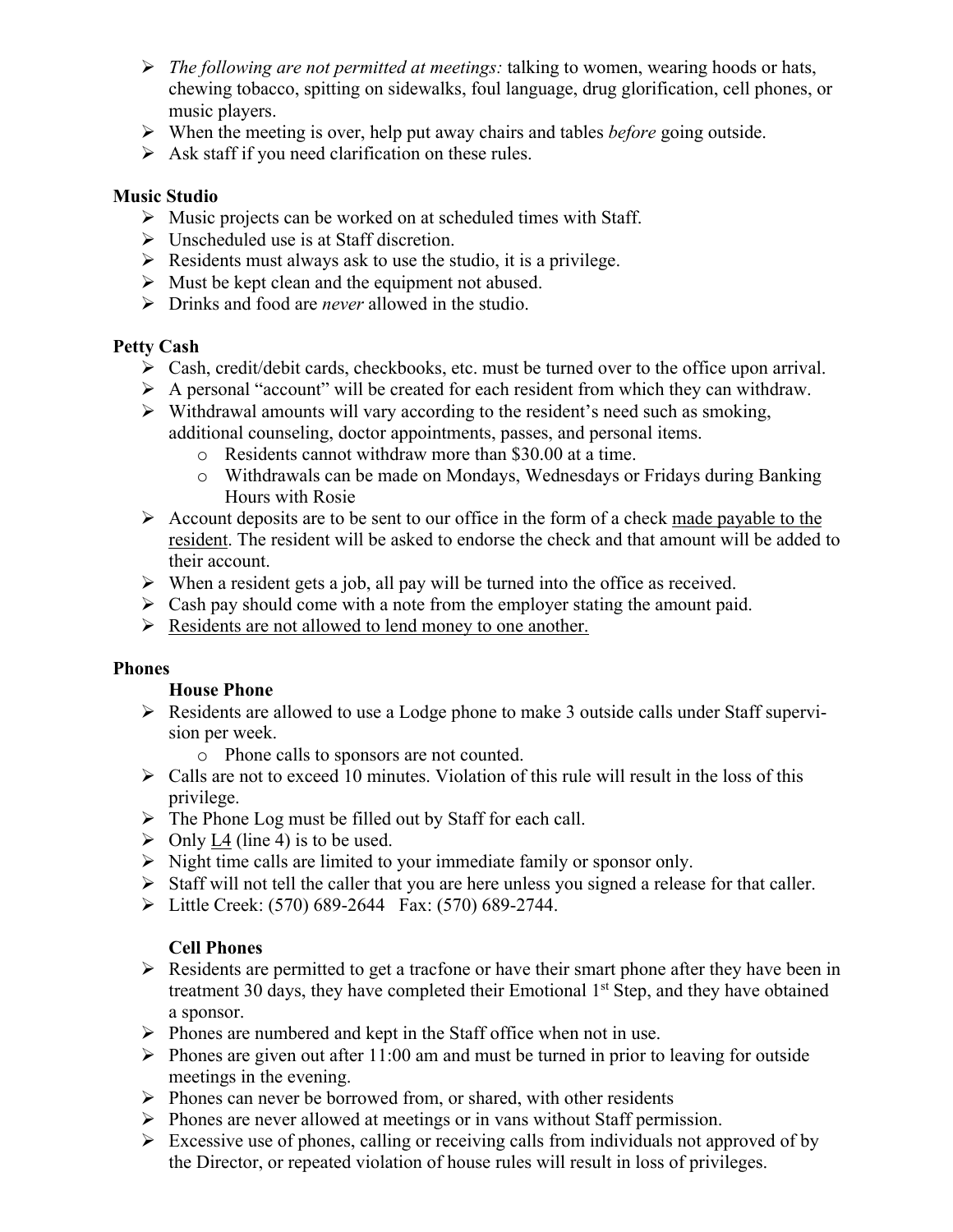- *The following are not permitted at meetings:* talking to women, wearing hoods or hats, chewing tobacco, spitting on sidewalks, foul language, drug glorification, cell phones, or music players.
- When the meeting is over, help put away chairs and tables *before* going outside.
- Ask staff if you need clarification on these rules.

**Music Studio**

- Music projects can be worked on at scheduled times with Staff.
- Unscheduled use is at Staff discretion.
- Residents must always ask to use the studio, it is a privilege.
- Must be kept clean and the equipment not abused.
- Drinks and food are *never* allowed in the studio.

**Petty Cash**

- Cash, credit/debit cards, checkbooks, etc. must be turned over to the office upon arrival.
- A personal "account" will be created for each resident from which they can withdraw.
- Withdrawal amounts will vary according to the resident's need such as smoking, additional counseling, doctor appointments, passes, and personal items.
    - Residents cannot withdraw more than $30.00 at a time.
    - Withdrawals can be made on Mondays, Wednesdays or Fridays during Banking Hours with Rosie
- Account deposits are to be sent to our office in the form of a check <u>made payable to the resident</u>. The resident will be asked to endorse the check and that amount will be added to their account.
- When a resident gets a job, all pay will be turned into the office as received.
- Cash pay should come with a note from the employer stating the amount paid.
- <u>Residents are not allowed to lend money to one another.</u>

**Phones**

**House Phone**

- Residents are allowed to use a Lodge phone to make 3 outside calls under Staff supervision per week.
    - Phone calls to sponsors are not counted.
- Calls are not to exceed 10 minutes. Violation of this rule will result in the loss of this privilege.
- The Phone Log must be filled out by Staff for each call.
- Only <u>L4</u> (line 4) is to be used.
- Night time calls are limited to your immediate family or sponsor only.
- Staff will not tell the caller that you are here unless you signed a release for that caller.
- Little Creek: (570) 689-2644 Fax: (570) 689-2744.

**Cell Phones**

- Residents are permitted to get a tracfone or have their smart phone after they have been in treatment 30 days, they have completed their Emotional 1st Step, and they have obtained a sponsor.
- Phones are numbered and kept in the Staff office when not in use.
- Phones are given out after 11:00 am and must be turned in prior to leaving for outside meetings in the evening.
- Phones can never be borrowed from, or shared, with other residents
- Phones are never allowed at meetings or in vans without Staff permission.
- Excessive use of phones, calling or receiving calls from individuals not approved of by the Director, or repeated violation of house rules will result in loss of privileges.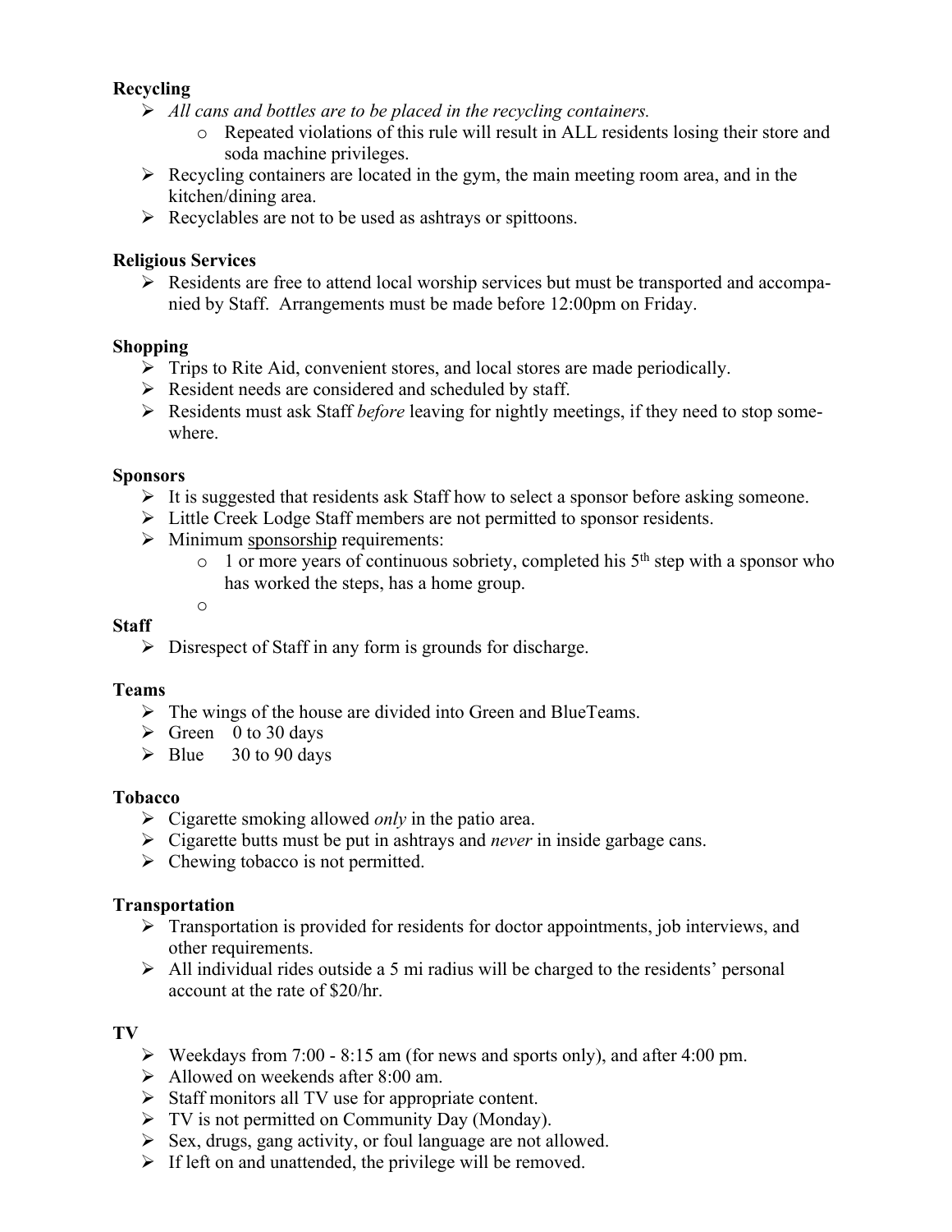**Recycling**

- *All cans and bottles are to be placed in the recycling containers.*
  - Repeated violations of this rule will result in ALL residents losing their store and soda machine privileges.
- Recycling containers are located in the gym, the main meeting room area, and in the kitchen/dining area.
- Recyclables are not to be used as ashtrays or spittoons.

**Religious Services**

- Residents are free to attend local worship services but must be transported and accompanied by Staff. Arrangements must be made before 12:00pm on Friday.

**Shopping**

- Trips to Rite Aid, convenient stores, and local stores are made periodically.
- Resident needs are considered and scheduled by staff.
- Residents must ask Staff *before* leaving for nightly meetings, if they need to stop somewhere.

**Sponsors**

- It is suggested that residents ask Staff how to select a sponsor before asking someone.
- Little Creek Lodge Staff members are not permitted to sponsor residents.
- Minimum sponsorship requirements:
  - 1 or more years of continuous sobriety, completed his 5th step with a sponsor who has worked the steps, has a home group.

**Staff**

- Disrespect of Staff in any form is grounds for discharge.

**Teams**

- The wings of the house are divided into Green and BlueTeams.
- Green 0 to 30 days
- Blue 30 to 90 days

**Tobacco**

- Cigarette smoking allowed *only* in the patio area.
- Cigarette butts must be put in ashtrays and *never* in inside garbage cans.
- Chewing tobacco is not permitted.

**Transportation**

- Transportation is provided for residents for doctor appointments, job interviews, and other requirements.
- All individual rides outside a 5 mi radius will be charged to the residents' personal account at the rate of $20/hr.

**TV**

- Weekdays from 7:00 - 8:15 am (for news and sports only), and after 4:00 pm.
- Allowed on weekends after 8:00 am.
- Staff monitors all TV use for appropriate content.
- TV is not permitted on Community Day (Monday).
- Sex, drugs, gang activity, or foul language are not allowed.
- If left on and unattended, the privilege will be removed.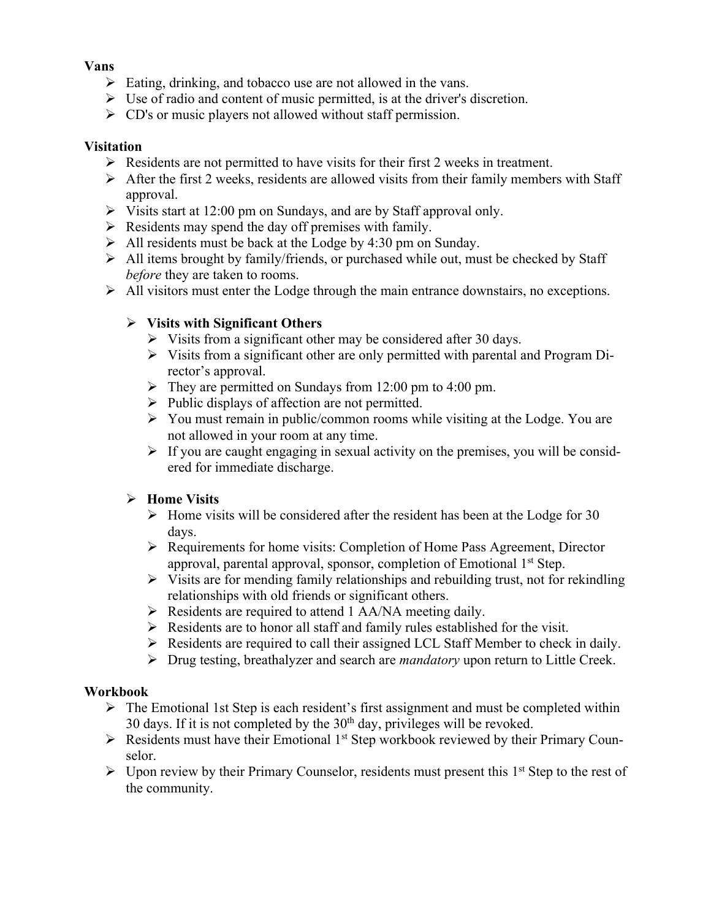**Vans**

- Eating, drinking, and tobacco use are not allowed in the vans.
- Use of radio and content of music permitted, is at the driver's discretion.
- CD's or music players not allowed without staff permission.

**Visitation**

- Residents are not permitted to have visits for their first 2 weeks in treatment.
- After the first 2 weeks, residents are allowed visits from their family members with Staff approval.
- Visits start at 12:00 pm on Sundays, and are by Staff approval only.
- Residents may spend the day off premises with family.
- All residents must be back at the Lodge by 4:30 pm on Sunday.
- All items brought by family/friends, or purchased while out, must be checked by Staff *before* they are taken to rooms.
- All visitors must enter the Lodge through the main entrance downstairs, no exceptions.
- **Visits with Significant Others**
    - Visits from a significant other may be considered after 30 days.
    - Visits from a significant other are only permitted with parental and Program Director's approval.
    - They are permitted on Sundays from 12:00 pm to 4:00 pm.
    - Public displays of affection are not permitted.
    - You must remain in public/common rooms while visiting at the Lodge. You are not allowed in your room at any time.
    - If you are caught engaging in sexual activity on the premises, you will be considered for immediate discharge.
- **Home Visits**
    - Home visits will be considered after the resident has been at the Lodge for 30 days.
    - Requirements for home visits: Completion of Home Pass Agreement, Director approval, parental approval, sponsor, completion of Emotional 1st Step.
    - Visits are for mending family relationships and rebuilding trust, not for rekindling relationships with old friends or significant others.
    - Residents are required to attend 1 AA/NA meeting daily.
    - Residents are to honor all staff and family rules established for the visit.
    - Residents are required to call their assigned LCL Staff Member to check in daily.
    - Drug testing, breathalyzer and search are *mandatory* upon return to Little Creek.

**Workbook**

- The Emotional 1st Step is each resident's first assignment and must be completed within 30 days. If it is not completed by the 30th day, privileges will be revoked.
- Residents must have their Emotional 1st Step workbook reviewed by their Primary Counselor.
- Upon review by their Primary Counselor, residents must present this 1st Step to the rest of the community.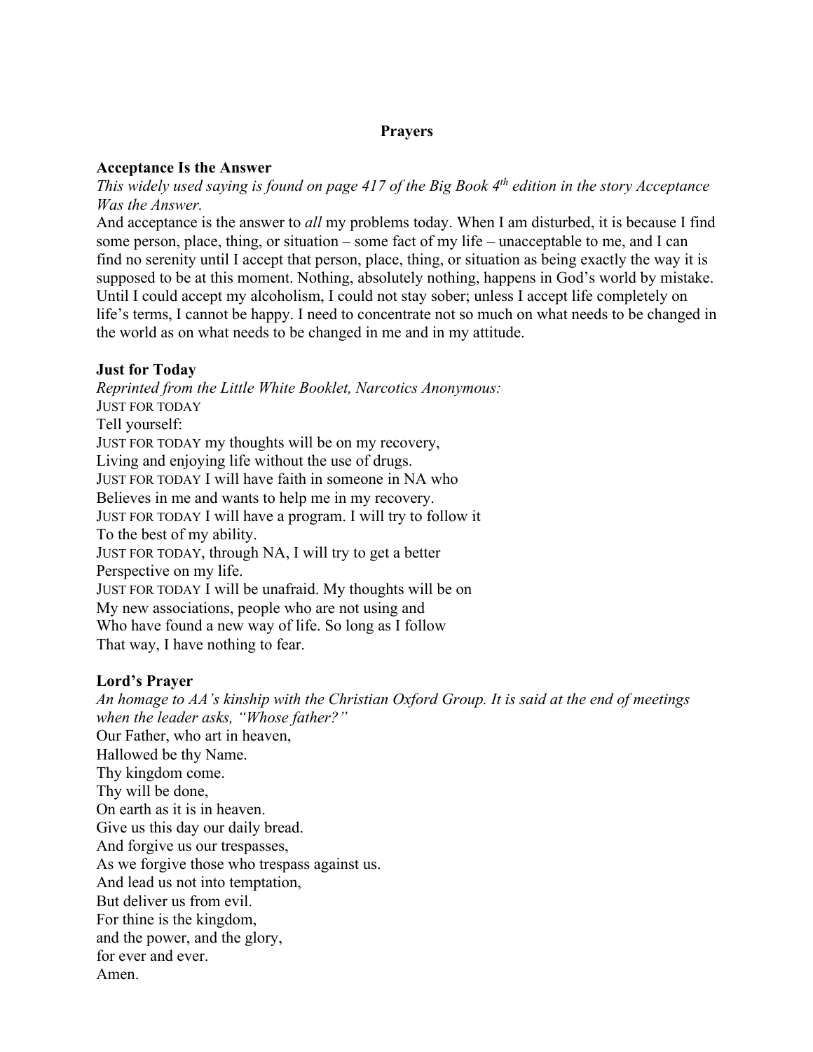## Prayers

### Acceptance Is the Answer

*This widely used saying is found on page 417 of the Big Book 4th edition in the story Acceptance Was the Answer.*

And acceptance is the answer to *all* my problems today. When I am disturbed, it is because I find some person, place, thing, or situation – some fact of my life – unacceptable to me, and I can find no serenity until I accept that person, place, thing, or situation as being exactly the way it is supposed to be at this moment. Nothing, absolutely nothing, happens in God's world by mistake. Until I could accept my alcoholism, I could not stay sober; unless I accept life completely on life's terms, I cannot be happy. I need to concentrate not so much on what needs to be changed in the world as on what needs to be changed in me and in my attitude.

### Just for Today

*Reprinted from the Little White Booklet, Narcotics Anonymous:*

JUST FOR TODAY
Tell yourself:
JUST FOR TODAY my thoughts will be on my recovery,
Living and enjoying life without the use of drugs.
JUST FOR TODAY I will have faith in someone in NA who
Believes in me and wants to help me in my recovery.
JUST FOR TODAY I will have a program. I will try to follow it
To the best of my ability.
JUST FOR TODAY, through NA, I will try to get a better
Perspective on my life.
JUST FOR TODAY I will be unafraid. My thoughts will be on
My new associations, people who are not using and
Who have found a new way of life. So long as I follow
That way, I have nothing to fear.

### Lord's Prayer

*An homage to AA's kinship with the Christian Oxford Group. It is said at the end of meetings when the leader asks, "Whose father?"*

Our Father, who art in heaven,
Hallowed be thy Name.
Thy kingdom come.
Thy will be done,
On earth as it is in heaven.
Give us this day our daily bread.
And forgive us our trespasses,
As we forgive those who trespass against us.
And lead us not into temptation,
But deliver us from evil.
For thine is the kingdom,
and the power, and the glory,
for ever and ever.
Amen.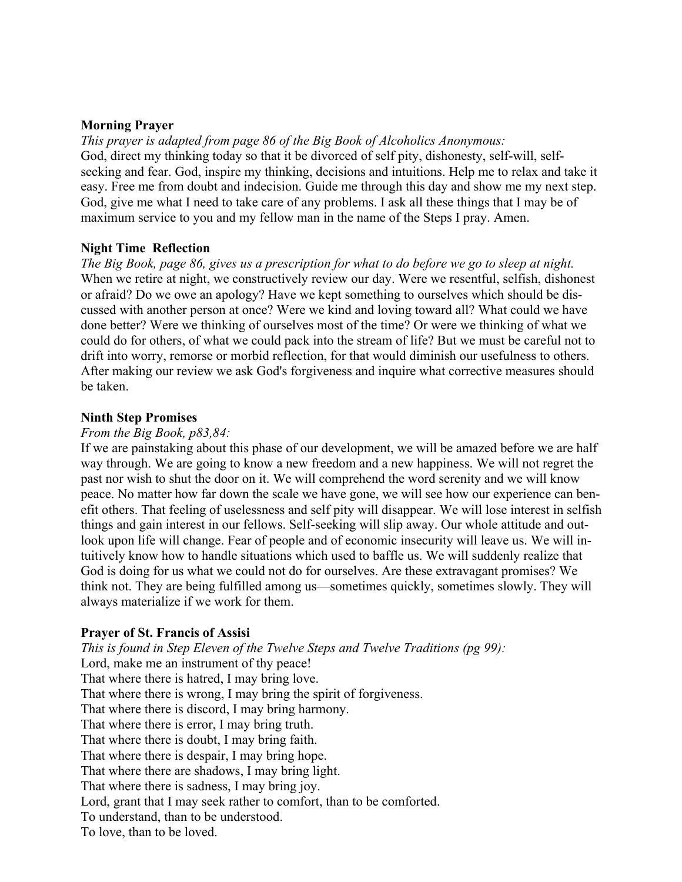**Morning Prayer**

*This prayer is adapted from page 86 of the Big Book of Alcoholics Anonymous:*

God, direct my thinking today so that it be divorced of self pity, dishonesty, self-will, self-seeking and fear. God, inspire my thinking, decisions and intuitions. Help me to relax and take it easy. Free me from doubt and indecision. Guide me through this day and show me my next step. God, give me what I need to take care of any problems. I ask all these things that I may be of maximum service to you and my fellow man in the name of the Steps I pray. Amen.

**Night Time Reflection**

*The Big Book, page 86, gives us a prescription for what to do before we go to sleep at night.*

When we retire at night, we constructively review our day. Were we resentful, selfish, dishonest or afraid? Do we owe an apology? Have we kept something to ourselves which should be discussed with another person at once? Were we kind and loving toward all? What could we have done better? Were we thinking of ourselves most of the time? Or were we thinking of what we could do for others, of what we could pack into the stream of life? But we must be careful not to drift into worry, remorse or morbid reflection, for that would diminish our usefulness to others. After making our review we ask God's forgiveness and inquire what corrective measures should be taken.

**Ninth Step Promises**

*From the Big Book, p83,84:*

If we are painstaking about this phase of our development, we will be amazed before we are half way through. We are going to know a new freedom and a new happiness. We will not regret the past nor wish to shut the door on it. We will comprehend the word serenity and we will know peace. No matter how far down the scale we have gone, we will see how our experience can benefit others. That feeling of uselessness and self pity will disappear. We will lose interest in selfish things and gain interest in our fellows. Self-seeking will slip away. Our whole attitude and outlook upon life will change. Fear of people and of economic insecurity will leave us. We will intuitively know how to handle situations which used to baffle us. We will suddenly realize that God is doing for us what we could not do for ourselves. Are these extravagant promises? We think not. They are being fulfilled among us—sometimes quickly, sometimes slowly. They will always materialize if we work for them.

**Prayer of St. Francis of Assisi**

*This is found in Step Eleven of the Twelve Steps and Twelve Traditions (pg 99):*

Lord, make me an instrument of thy peace!
That where there is hatred, I may bring love.
That where there is wrong, I may bring the spirit of forgiveness.
That where there is discord, I may bring harmony.
That where there is error, I may bring truth.
That where there is doubt, I may bring faith.
That where there is despair, I may bring hope.
That where there are shadows, I may bring light.
That where there is sadness, I may bring joy.
Lord, grant that I may seek rather to comfort, than to be comforted.
To understand, than to be understood.
To love, than to be loved.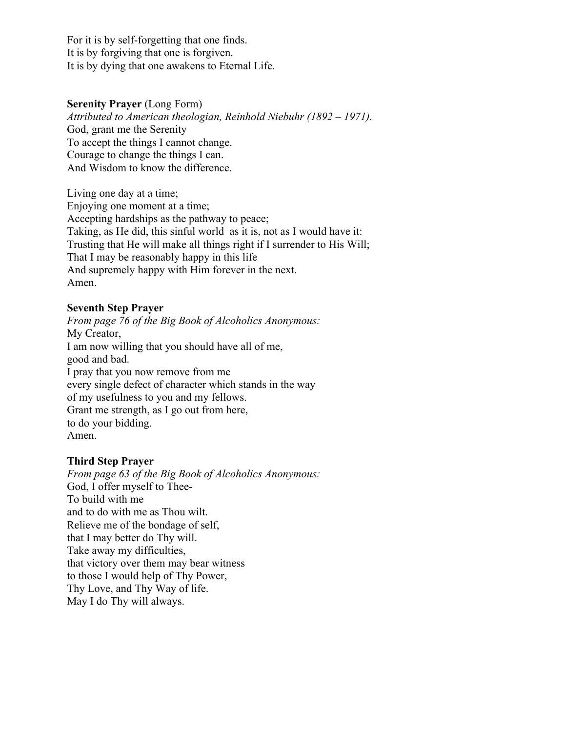For it is by self-forgetting that one finds.
It is by forgiving that one is forgiven.
It is by dying that one awakens to Eternal Life.

**Serenity Prayer** (Long Form)
*Attributed to American theologian, Reinhold Niebuhr (1892 – 1971).*
God, grant me the Serenity
To accept the things I cannot change.
Courage to change the things I can.
And Wisdom to know the difference.

Living one day at a time;
Enjoying one moment at a time;
Accepting hardships as the pathway to peace;
Taking, as He did, this sinful world as it is, not as I would have it:
Trusting that He will make all things right if I surrender to His Will;
That I may be reasonably happy in this life
And supremely happy with Him forever in the next.
Amen.

**Seventh Step Prayer**
*From page 76 of the Big Book of Alcoholics Anonymous:*
My Creator,
I am now willing that you should have all of me,
good and bad.
I pray that you now remove from me
every single defect of character which stands in the way
of my usefulness to you and my fellows.
Grant me strength, as I go out from here,
to do your bidding.
Amen.

**Third Step Prayer**
*From page 63 of the Big Book of Alcoholics Anonymous:*
God, I offer myself to Thee-
To build with me
and to do with me as Thou wilt.
Relieve me of the bondage of self,
that I may better do Thy will.
Take away my difficulties,
that victory over them may bear witness
to those I would help of Thy Power,
Thy Love, and Thy Way of life.
May I do Thy will always.